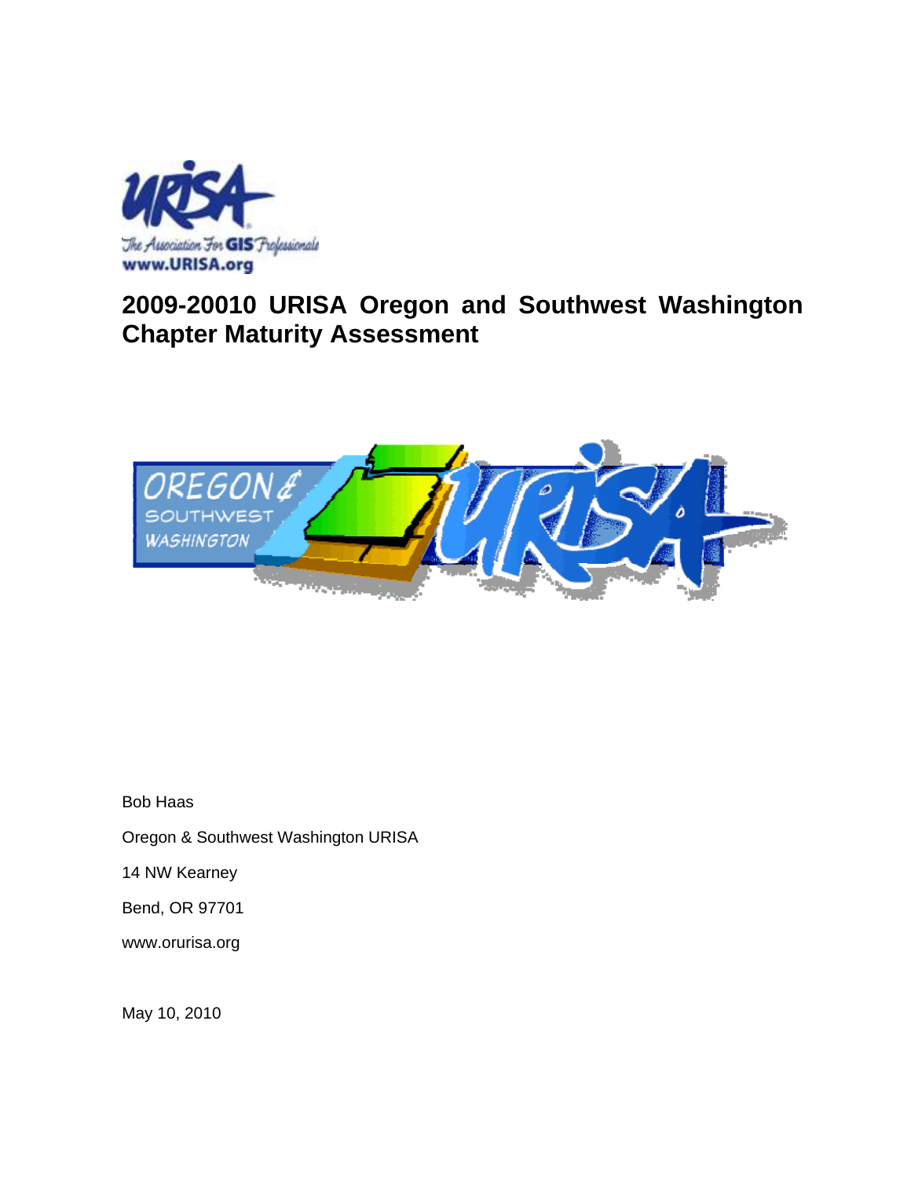# 2009-20010 URISA Oregon and Southwest Washington Chapter Maturity Assessment

Bob Haas

Oregon & Southwest Washington URISA

14 NW Kearney

Bend, OR 97701

www.orurisa.org

May 10, 2010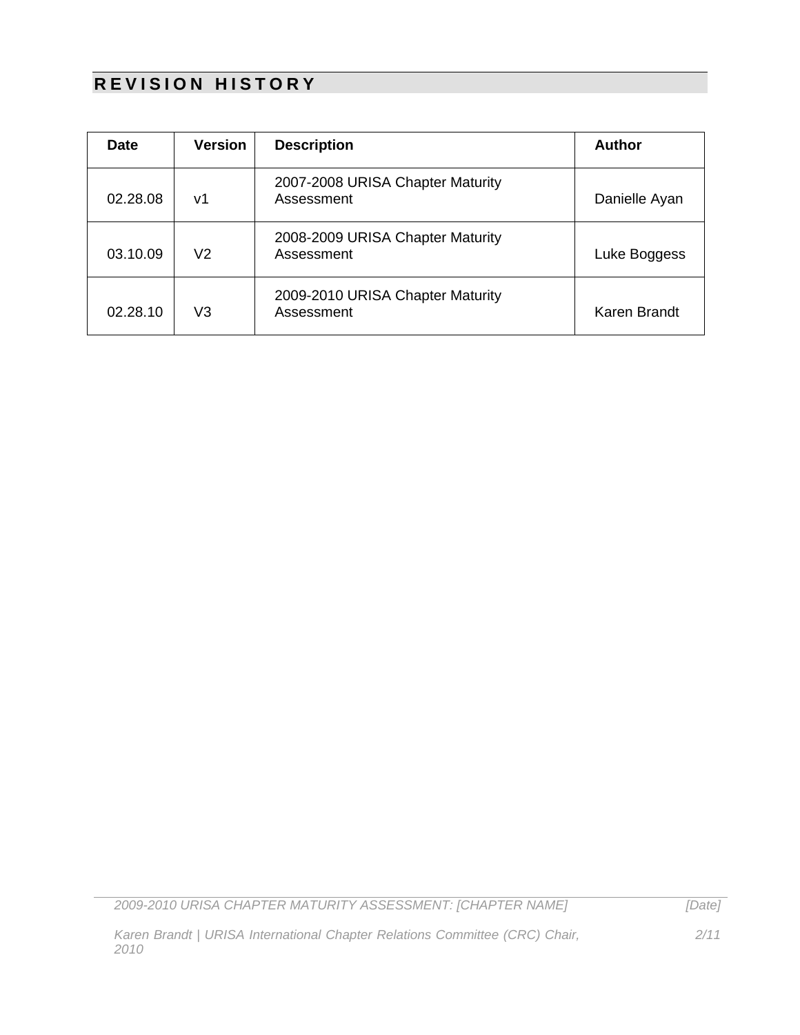## REVISION HISTORY

| Date | Version | Description | Author |
| --- | --- | --- | --- |
| 02.28.08 | v1 | 2007-2008 URISA Chapter Maturity Assessment | Danielle Ayan |
| 03.10.09 | V2 | 2008-2009 URISA Chapter Maturity Assessment | Luke Boggess |
| 02.28.10 | V3 | 2009-2010 URISA Chapter Maturity Assessment | Karen Brandt |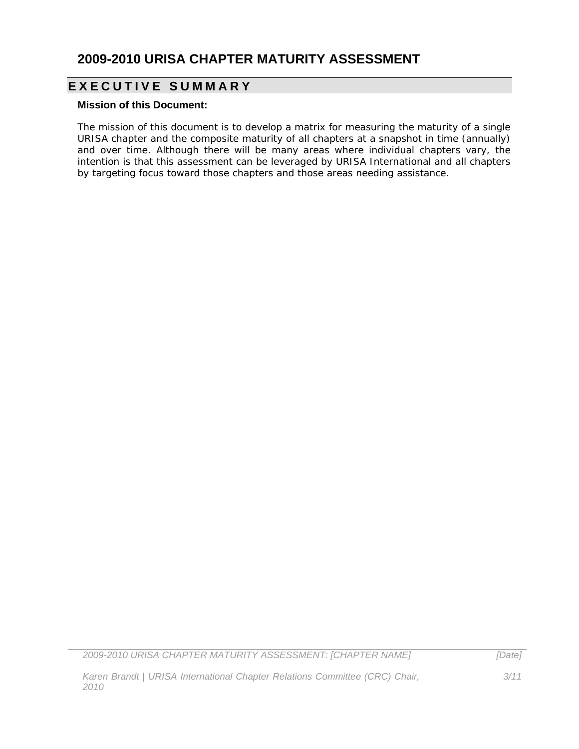# 2009-2010 URISA CHAPTER MATURITY ASSESSMENT

## EXECUTIVE SUMMARY

**Mission of this Document:**

The mission of this document is to develop a matrix for measuring the maturity of a single URISA chapter and the composite maturity of all chapters at a snapshot in time (annually) and over time. Although there will be many areas where individual chapters vary, the intention is that this assessment can be leveraged by URISA International and all chapters by targeting focus toward those chapters and those areas needing assistance.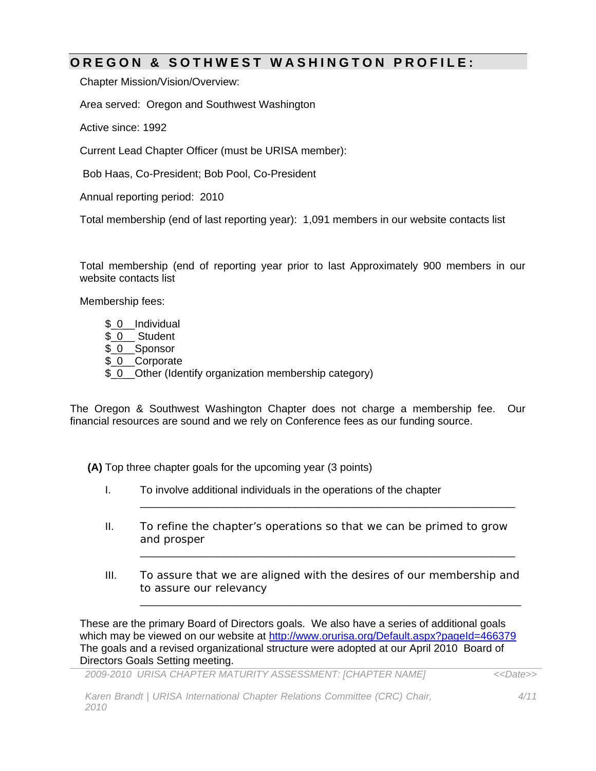## OREGON & SOTHWEST WASHINGTON PROFILE:

Chapter Mission/Vision/Overview:

Area served: Oregon and Southwest Washington

Active since: 1992

Current Lead Chapter Officer (must be URISA member):

Bob Haas, Co-President; Bob Pool, Co-President

Annual reporting period: 2010

Total membership (end of last reporting year): 1,091 members in our website contacts list

Total membership (end of reporting year prior to last Approximately 900 members in our website contacts list

Membership fees:

- $_0__Individual
- $_0___ Student
- $_0__Sponsor
- $_0__Corporate
- $_0__Other (Identify organization membership category)

The Oregon & Southwest Washington Chapter does not charge a membership fee. Our financial resources are sound and we rely on Conference fees as our funding source.

**(A)** Top three chapter goals for the upcoming year (3 points)

I. To involve additional individuals in the operations of the chapter

II. To refine the chapter's operations so that we can be primed to grow and prosper

III. To assure that we are aligned with the desires of our membership and to assure our relevancy

These are the primary Board of Directors goals. We also have a series of additional goals which may be viewed on our website at [http://www.orurisa.org/Default.aspx?pageId=466379](http://www.orurisa.org/Default.aspx?pageId=466379) The goals and a revised organizational structure were adopted at our April 2010 Board of Directors Goals Setting meeting.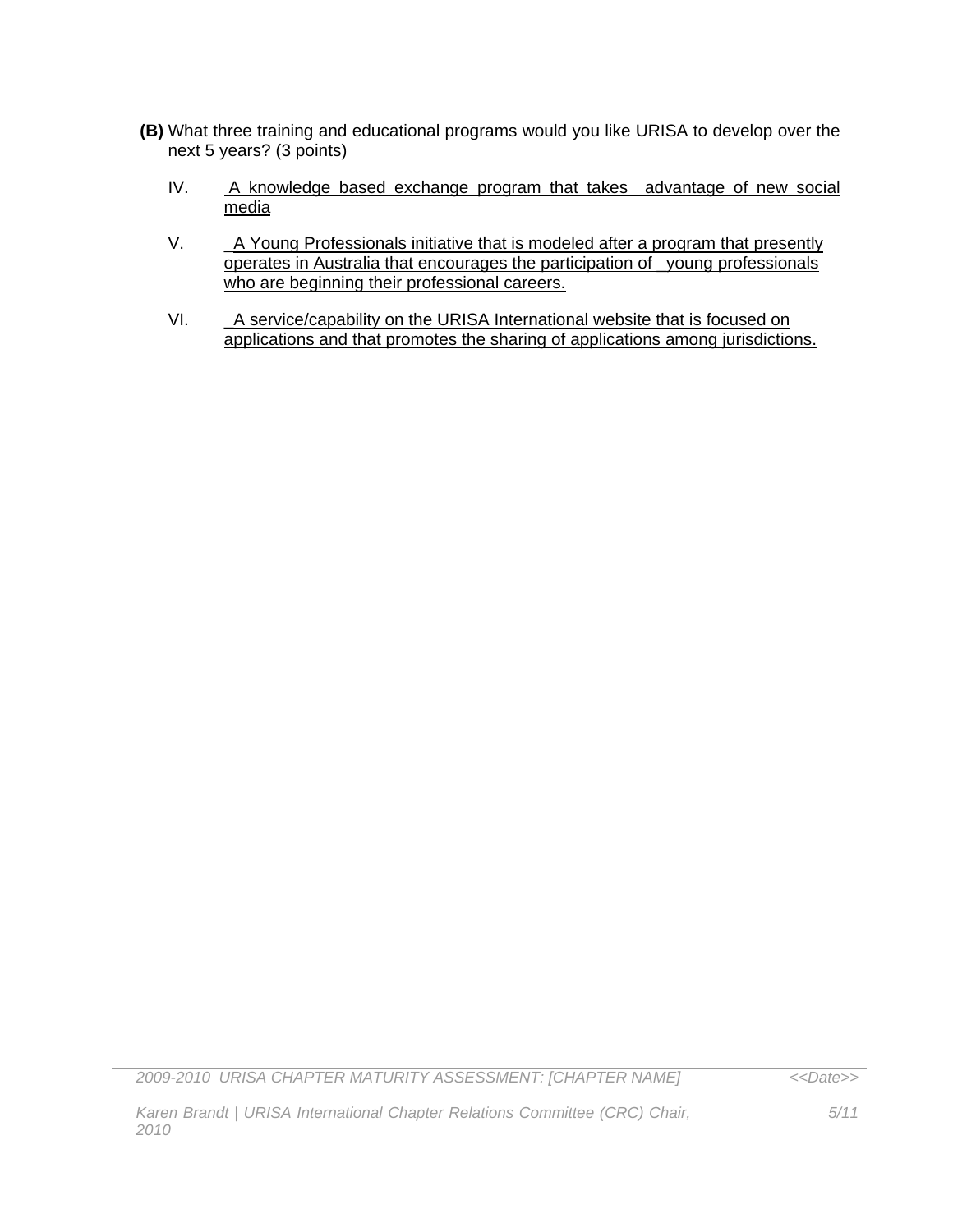**(B)** What three training and educational programs would you like URISA to develop over the next 5 years? (3 points)

IV. A knowledge based exchange program that takes advantage of new social media

V. A Young Professionals initiative that is modeled after a program that presently operates in Australia that encourages the participation of young professionals who are beginning their professional careers.

VI. A service/capability on the URISA International website that is focused on applications and that promotes the sharing of applications among jurisdictions.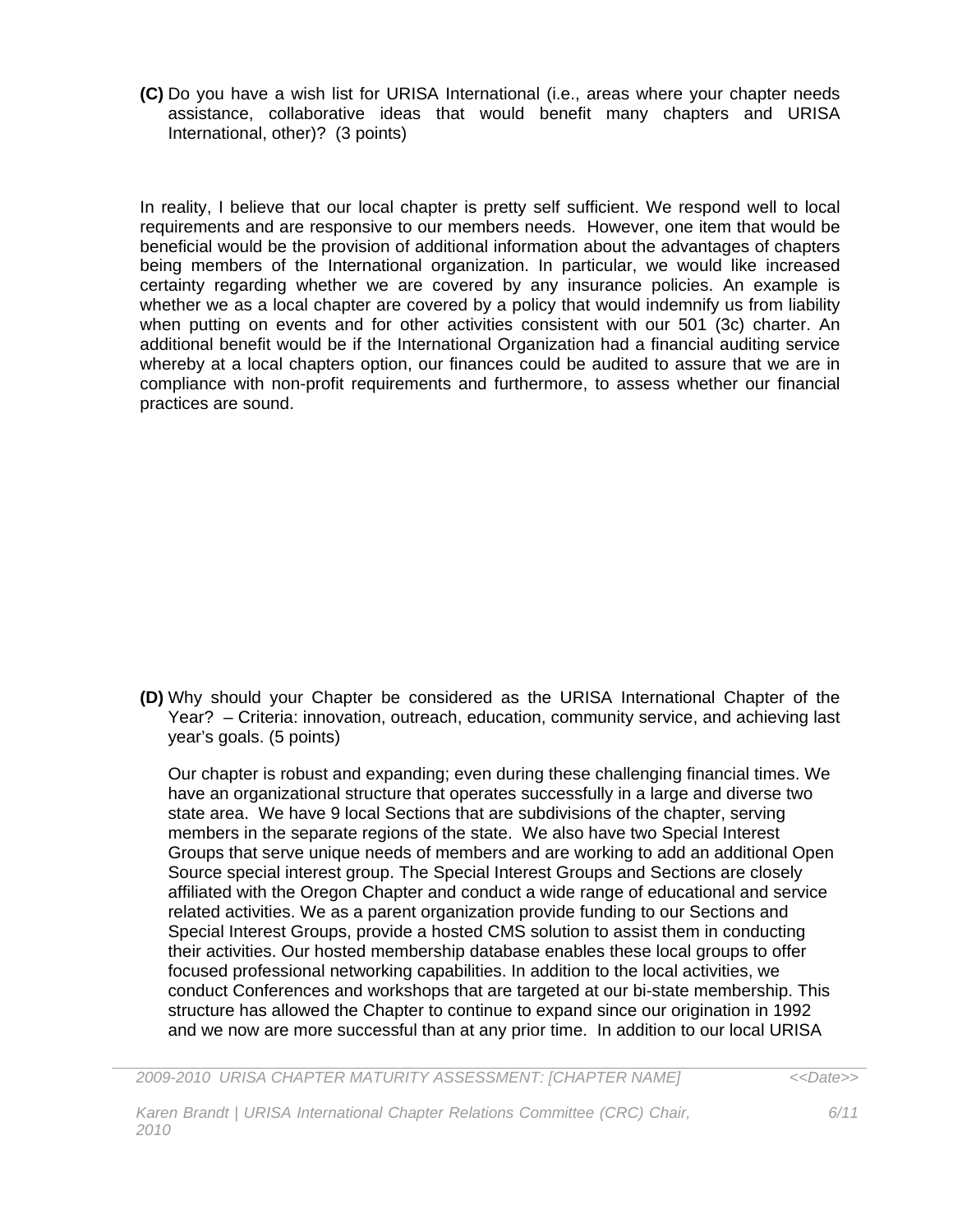**(C)** Do you have a wish list for URISA International (i.e., areas where your chapter needs assistance, collaborative ideas that would benefit many chapters and URISA International, other)? (3 points)

In reality, I believe that our local chapter is pretty self sufficient. We respond well to local requirements and are responsive to our members needs. However, one item that would be beneficial would be the provision of additional information about the advantages of chapters being members of the International organization. In particular, we would like increased certainty regarding whether we are covered by any insurance policies. An example is whether we as a local chapter are covered by a policy that would indemnify us from liability when putting on events and for other activities consistent with our 501 (3c) charter. An additional benefit would be if the International Organization had a financial auditing service whereby at a local chapters option, our finances could be audited to assure that we are in compliance with non-profit requirements and furthermore, to assess whether our financial practices are sound.

**(D)** Why should your Chapter be considered as the URISA International Chapter of the Year? – Criteria: innovation, outreach, education, community service, and achieving last year's goals. (5 points)

Our chapter is robust and expanding; even during these challenging financial times. We have an organizational structure that operates successfully in a large and diverse two state area. We have 9 local Sections that are subdivisions of the chapter, serving members in the separate regions of the state. We also have two Special Interest Groups that serve unique needs of members and are working to add an additional Open Source special interest group. The Special Interest Groups and Sections are closely affiliated with the Oregon Chapter and conduct a wide range of educational and service related activities. We as a parent organization provide funding to our Sections and Special Interest Groups, provide a hosted CMS solution to assist them in conducting their activities. Our hosted membership database enables these local groups to offer focused professional networking capabilities. In addition to the local activities, we conduct Conferences and workshops that are targeted at our bi-state membership. This structure has allowed the Chapter to continue to expand since our origination in 1992 and we now are more successful than at any prior time. In addition to our local URISA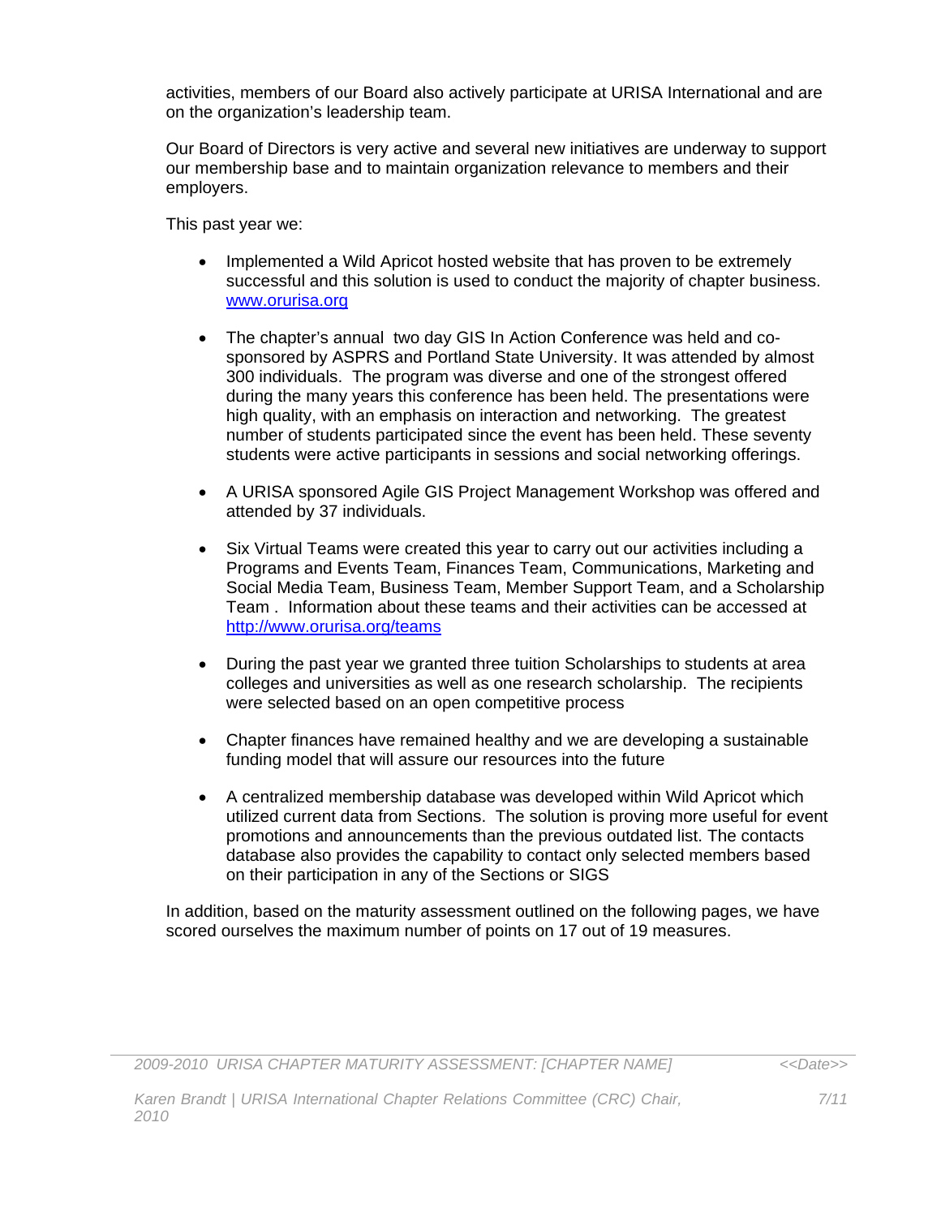activities, members of our Board also actively participate at URISA International and are on the organization's leadership team.

Our Board of Directors is very active and several new initiatives are underway to support our membership base and to maintain organization relevance to members and their employers.

This past year we:

- Implemented a Wild Apricot hosted website that has proven to be extremely successful and this solution is used to conduct the majority of chapter business. [www.orurisa.org](www.orurisa.org)

- The chapter's annual two day GIS In Action Conference was held and co-sponsored by ASPRS and Portland State University. It was attended by almost 300 individuals. The program was diverse and one of the strongest offered during the many years this conference has been held. The presentations were high quality, with an emphasis on interaction and networking. The greatest number of students participated since the event has been held. These seventy students were active participants in sessions and social networking offerings.

- A URISA sponsored Agile GIS Project Management Workshop was offered and attended by 37 individuals.

- Six Virtual Teams were created this year to carry out our activities including a Programs and Events Team, Finances Team, Communications, Marketing and Social Media Team, Business Team, Member Support Team, and a Scholarship Team . Information about these teams and their activities can be accessed at [http://www.orurisa.org/teams](http://www.orurisa.org/teams)

- During the past year we granted three tuition Scholarships to students at area colleges and universities as well as one research scholarship. The recipients were selected based on an open competitive process

- Chapter finances have remained healthy and we are developing a sustainable funding model that will assure our resources into the future

- A centralized membership database was developed within Wild Apricot which utilized current data from Sections. The solution is proving more useful for event promotions and announcements than the previous outdated list. The contacts database also provides the capability to contact only selected members based on their participation in any of the Sections or SIGS

In addition, based on the maturity assessment outlined on the following pages, we have scored ourselves the maximum number of points on 17 out of 19 measures.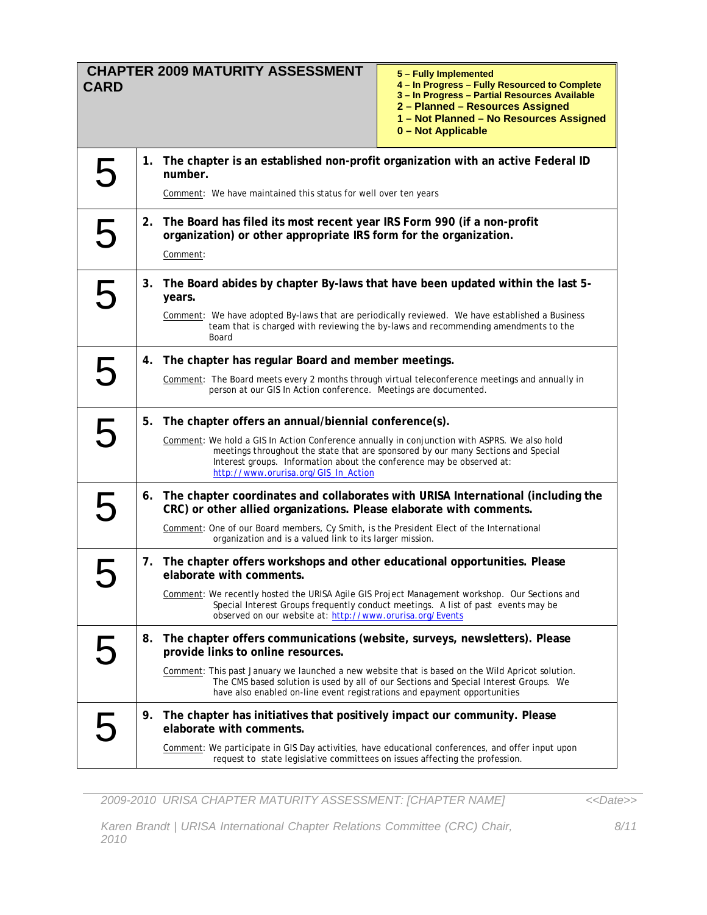| CHAPTER 2009 MATURITY ASSESSMENT CARD | 5 – Fully Implemented<br>4 – In Progress – Fully Resourced to Complete<br>3 – In Progress – Partial Resources Available<br>2 – Planned – Resources Assigned<br>1 – Not Planned – No Resources Assigned<br>0 – Not Applicable |
| --- | --- |
| 5 | **1. The chapter is an established non-profit organization with an active Federal ID number.**<br><br>Comment: We have maintained this status for well over ten years |
| 5 | **2. The Board has filed its most recent year IRS Form 990 (if a non-profit organization) or other appropriate IRS form for the organization.**<br><br>Comment: |
| 5 | **3. The Board abides by chapter By-laws that have been updated within the last 5-years.**<br><br>Comment: We have adopted By-laws that are periodically reviewed. We have established a Business team that is charged with reviewing the by-laws and recommending amendments to the Board |
| 5 | **4. The chapter has regular Board and member meetings.**<br><br>Comment: The Board meets every 2 months through virtual teleconference meetings and annually in person at our GIS In Action conference. Meetings are documented. |
| 5 | **5. The chapter offers an annual/biennial conference(s).**<br><br>Comment: We hold a GIS In Action Conference annually in conjunction with ASPRS. We also hold meetings throughout the state that are sponsored by our many Sections and Special Interest groups. Information about the conference may be observed at: http://www.orurisa.org/GIS_In_Action |
| 5 | **6. The chapter coordinates and collaborates with URISA International (including the CRC) or other allied organizations. Please elaborate with comments.**<br><br>Comment: One of our Board members, Cy Smith, is the President Elect of the International organization and is a valued link to its larger mission. |
| 5 | **7. The chapter offers workshops and other educational opportunities. Please elaborate with comments.**<br><br>Comment: We recently hosted the URISA Agile GIS Project Management workshop. Our Sections and Special Interest Groups frequently conduct meetings. A list of past events may be observed on our website at: http://www.orurisa.org/Events |
| 5 | **8. The chapter offers communications (website, surveys, newsletters). Please provide links to online resources.**<br><br>Comment: This past January we launched a new website that is based on the Wild Apricot solution. The CMS based solution is used by all of our Sections and Special Interest Groups. We have also enabled on-line event registrations and epayment opportunities |
| 5 | **9. The chapter has initiatives that positively impact our community. Please elaborate with comments.**<br><br>Comment: We participate in GIS Day activities, have educational conferences, and offer input upon request to state legislative committees on issues affecting the profession. |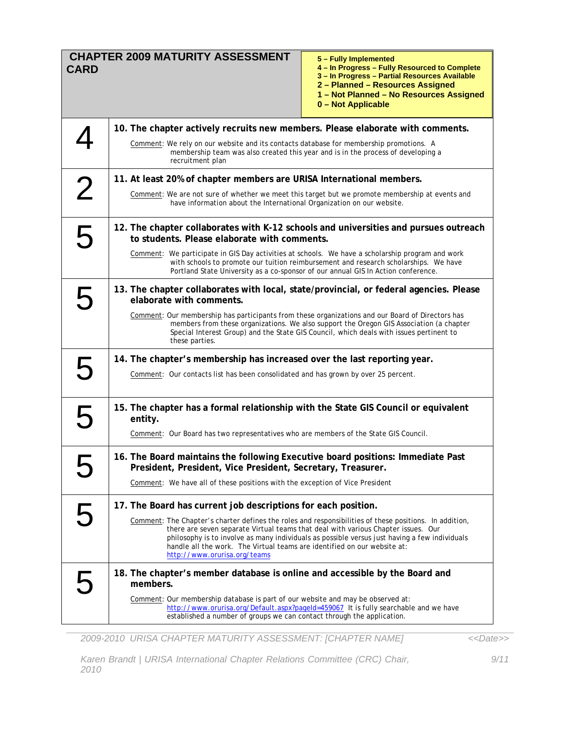| **CHAPTER 2009 MATURITY ASSESSMENT CARD** | **5 – Fully Implemented**<br>**4 – In Progress – Fully Resourced to Complete**<br>**3 – In Progress – Partial Resources Available**<br>**2 – Planned – Resources Assigned**<br>**1 – Not Planned – No Resources Assigned**<br>**0 – Not Applicable** |
|---|---|
| 4 | **10. The chapter actively recruits new members. Please elaborate with comments.**<br><br><u>Comment</u>: We rely on our website and its contacts database for membership promotions. A membership team was also created this year and is in the process of developing a recruitment plan |
| 2 | **11. At least 20% of chapter members are URISA International members.**<br><br><u>Comment</u>: We are not sure of whether we meet this target but we promote membership at events and have information about the International Organization on our website. |
| 5 | **12. The chapter collaborates with K-12 schools and universities and pursues outreach to students. Please elaborate with comments.**<br><br><u>Comment</u>: We participate in GIS Day activities at schools. We have a scholarship program and work with schools to promote our tuition reimbursement and research scholarships. We have Portland State University as a co-sponsor of our annual GIS In Action conference. |
| 5 | **13. The chapter collaborates with local, state/provincial, or federal agencies. Please elaborate with comments.**<br><br><u>Comment</u>: Our membership has participants from these organizations and our Board of Directors has members from these organizations. We also support the Oregon GIS Association (a chapter Special Interest Group) and the State GIS Council, which deals with issues pertinent to these parties. |
| 5 | **14. The chapter's membership has increased over the last reporting year.**<br><br><u>Comment</u>: Our contacts list has been consolidated and has grown by over 25 percent. |
| 5 | **15. The chapter has a formal relationship with the State GIS Council or equivalent entity.**<br><br><u>Comment</u>: Our Board has two representatives who are members of the State GIS Council. |
| 5 | **16. The Board maintains the following Executive board positions: Immediate Past President, President, Vice President, Secretary, Treasurer.**<br><br><u>Comment</u>: We have all of these positions with the exception of Vice President |
| 5 | **17. The Board has current job descriptions for each position.**<br><br><u>Comment</u>: The Chapter's charter defines the roles and responsibilities of these positions. In addition, there are seven separate Virtual teams that deal with various Chapter issues. Our philosophy is to involve as many individuals as possible versus just having a few individuals handle all the work. The Virtual teams are identified on our website at: http://www.orurisa.org/teams |
| 5 | **18. The chapter's member database is online and accessible by the Board and members.**<br><br><u>Comment</u>: Our membership database is part of our website and may be observed at: http://www.orurisa.org/Default.aspx?pageId=459067 It is fully searchable and we have established a number of groups we can contact through the application. |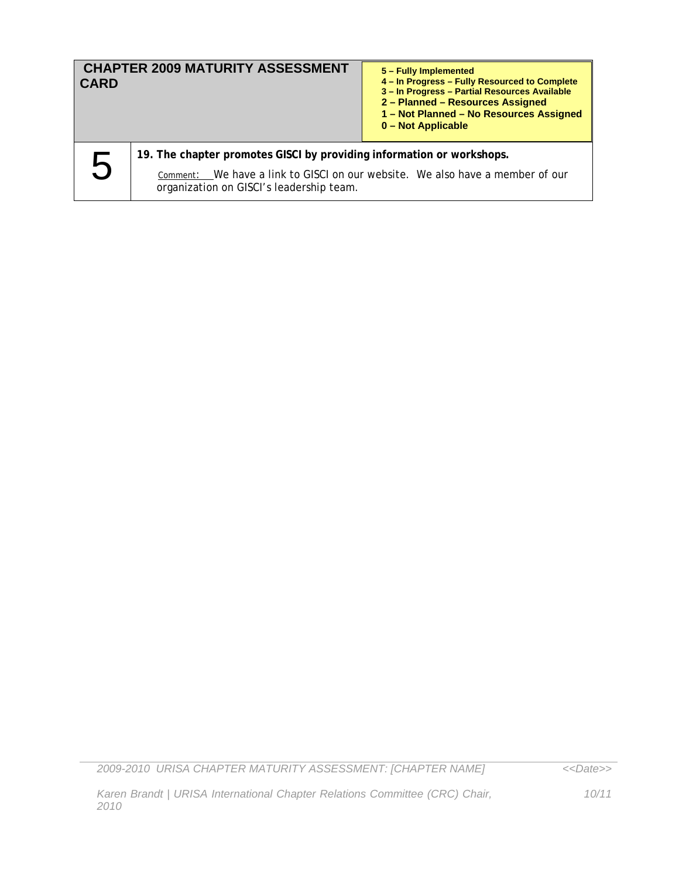| CHAPTER 2009 MATURITY ASSESSMENT CARD | | **5 – Fully Implemented**<br>**4 – In Progress – Fully Resourced to Complete**<br>**3 – In Progress – Partial Resources Available**<br>**2 – Planned – Resources Assigned**<br>**1 – Not Planned – No Resources Assigned**<br>**0 – Not Applicable** |
| --- | --- | --- |
| 5 | **19. The chapter promotes GISCI by providing information or workshops.**<br>Comment: We have a link to GISCI on our website. We also have a member of our organization on GISCI's leadership team. | |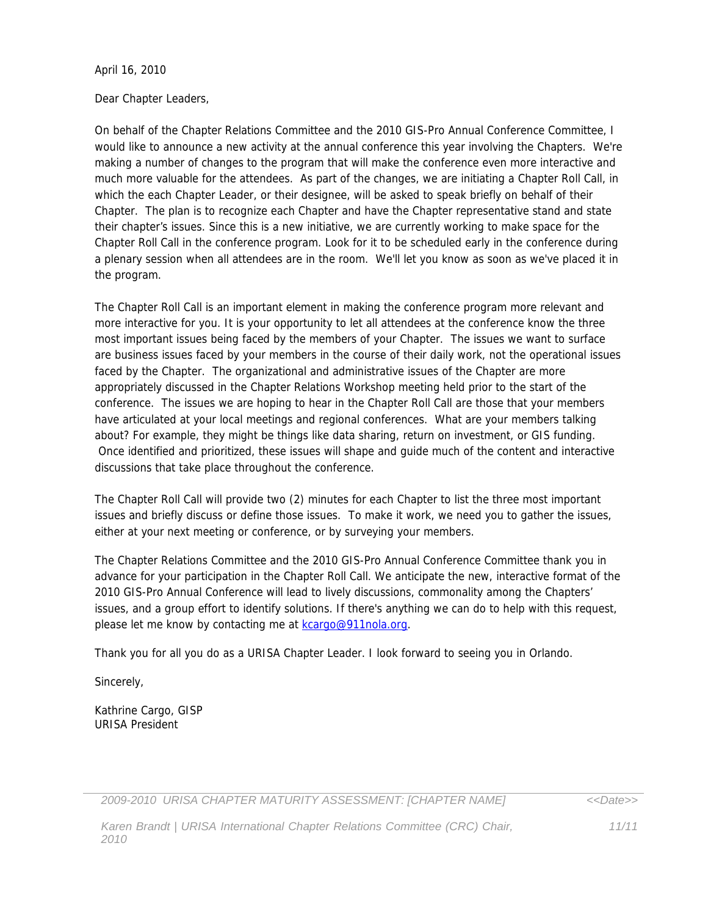April 16, 2010

Dear Chapter Leaders,

On behalf of the Chapter Relations Committee and the 2010 GIS-Pro Annual Conference Committee, I would like to announce a new activity at the annual conference this year involving the Chapters. We're making a number of changes to the program that will make the conference even more interactive and much more valuable for the attendees. As part of the changes, we are initiating a Chapter Roll Call, in which the each Chapter Leader, or their designee, will be asked to speak briefly on behalf of their Chapter. The plan is to recognize each Chapter and have the Chapter representative stand and state their chapter's issues. Since this is a new initiative, we are currently working to make space for the Chapter Roll Call in the conference program. Look for it to be scheduled early in the conference during a plenary session when all attendees are in the room. We'll let you know as soon as we've placed it in the program.

The Chapter Roll Call is an important element in making the conference program more relevant and more interactive for you. It is your opportunity to let all attendees at the conference know the three most important issues being faced by the members of your Chapter. The issues we want to surface are business issues faced by your members in the course of their daily work, not the operational issues faced by the Chapter. The organizational and administrative issues of the Chapter are more appropriately discussed in the Chapter Relations Workshop meeting held prior to the start of the conference. The issues we are hoping to hear in the Chapter Roll Call are those that your members have articulated at your local meetings and regional conferences. What are your members talking about? For example, they might be things like data sharing, return on investment, or GIS funding. Once identified and prioritized, these issues will shape and guide much of the content and interactive discussions that take place throughout the conference.

The Chapter Roll Call will provide two (2) minutes for each Chapter to list the three most important issues and briefly discuss or define those issues. To make it work, we need you to gather the issues, either at your next meeting or conference, or by surveying your members.

The Chapter Relations Committee and the 2010 GIS-Pro Annual Conference Committee thank you in advance for your participation in the Chapter Roll Call. We anticipate the new, interactive format of the 2010 GIS-Pro Annual Conference will lead to lively discussions, commonality among the Chapters' issues, and a group effort to identify solutions. If there's anything we can do to help with this request, please let me know by contacting me at kcargo@911nola.org.

Thank you for all you do as a URISA Chapter Leader. I look forward to seeing you in Orlando.

Sincerely,

Kathrine Cargo, GISP
URISA President